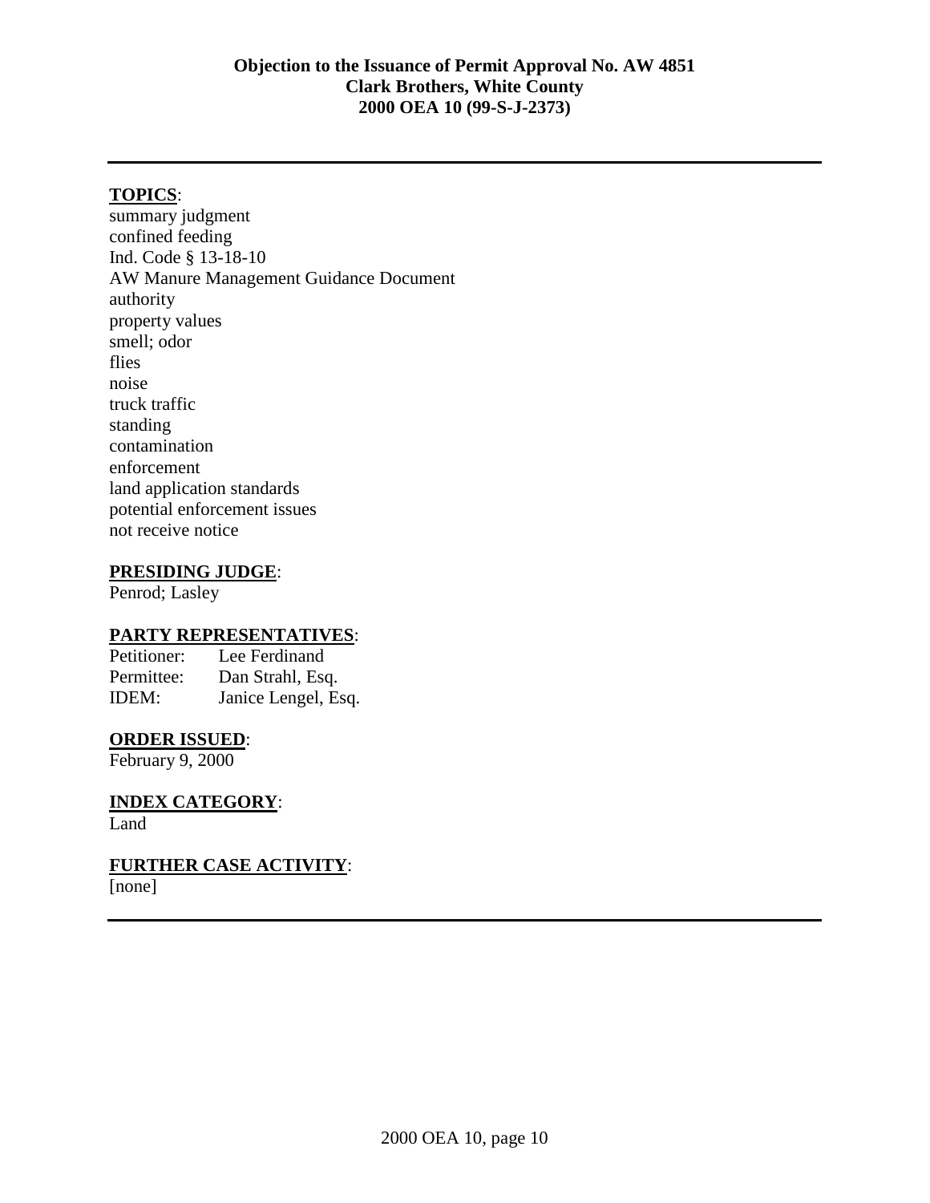**Objection to the Issuance of Permit Approval No. AW 4851**
**Clark Brothers, White County**
**2000 OEA 10 (99-S-J-2373)**

---

**TOPICS**:

summary judgment
confined feeding
Ind. Code § 13-18-10
AW Manure Management Guidance Document
authority
property values
smell; odor
flies
noise
truck traffic
standing
contamination
enforcement
land application standards
potential enforcement issues
not receive notice

**PRESIDING JUDGE**:

Penrod; Lasley

**PARTY REPRESENTATIVES**:

| | |
|---|---|
| Petitioner: | Lee Ferdinand |
| Permittee: | Dan Strahl, Esq. |
| IDEM: | Janice Lengel, Esq. |

**ORDER ISSUED**:

February 9, 2000

**INDEX CATEGORY**:

Land

**FURTHER CASE ACTIVITY**:

[none]

---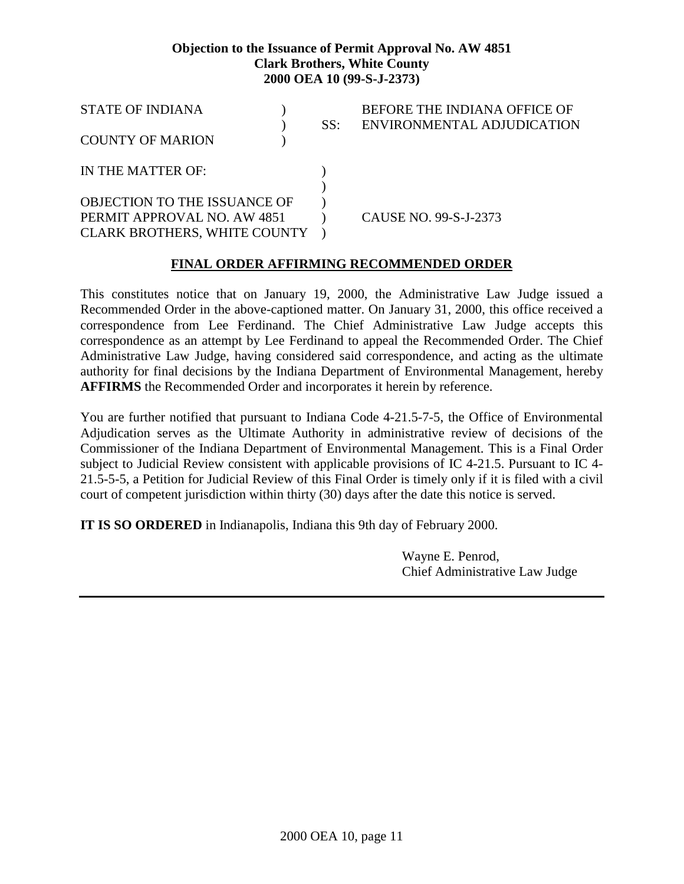**Objection to the Issuance of Permit Approval No. AW 4851**
**Clark Brothers, White County**
**2000 OEA 10 (99-S-J-2373)**

| | | | |
|---|---|---|---|
| STATE OF INDIANA | ) | | BEFORE THE INDIANA OFFICE OF |
| | ) | SS: | ENVIRONMENTAL ADJUDICATION |
| COUNTY OF MARION | ) | | |

| | | |
|---|---|---|
| IN THE MATTER OF: | ) | |
| | ) | |
| OBJECTION TO THE ISSUANCE OF | ) | |
| PERMIT APPROVAL NO. AW 4851 | ) | CAUSE NO. 99-S-J-2373 |
| CLARK BROTHERS, WHITE COUNTY | ) | |

## FINAL ORDER AFFIRMING RECOMMENDED ORDER

This constitutes notice that on January 19, 2000, the Administrative Law Judge issued a Recommended Order in the above-captioned matter. On January 31, 2000, this office received a correspondence from Lee Ferdinand. The Chief Administrative Law Judge accepts this correspondence as an attempt by Lee Ferdinand to appeal the Recommended Order. The Chief Administrative Law Judge, having considered said correspondence, and acting as the ultimate authority for final decisions by the Indiana Department of Environmental Management, hereby **AFFIRMS** the Recommended Order and incorporates it herein by reference.

You are further notified that pursuant to Indiana Code 4-21.5-7-5, the Office of Environmental Adjudication serves as the Ultimate Authority in administrative review of decisions of the Commissioner of the Indiana Department of Environmental Management. This is a Final Order subject to Judicial Review consistent with applicable provisions of IC 4-21.5. Pursuant to IC 4-21.5-5-5, a Petition for Judicial Review of this Final Order is timely only if it is filed with a civil court of competent jurisdiction within thirty (30) days after the date this notice is served.

**IT IS SO ORDERED** in Indianapolis, Indiana this 9th day of February 2000.

Wayne E. Penrod,
Chief Administrative Law Judge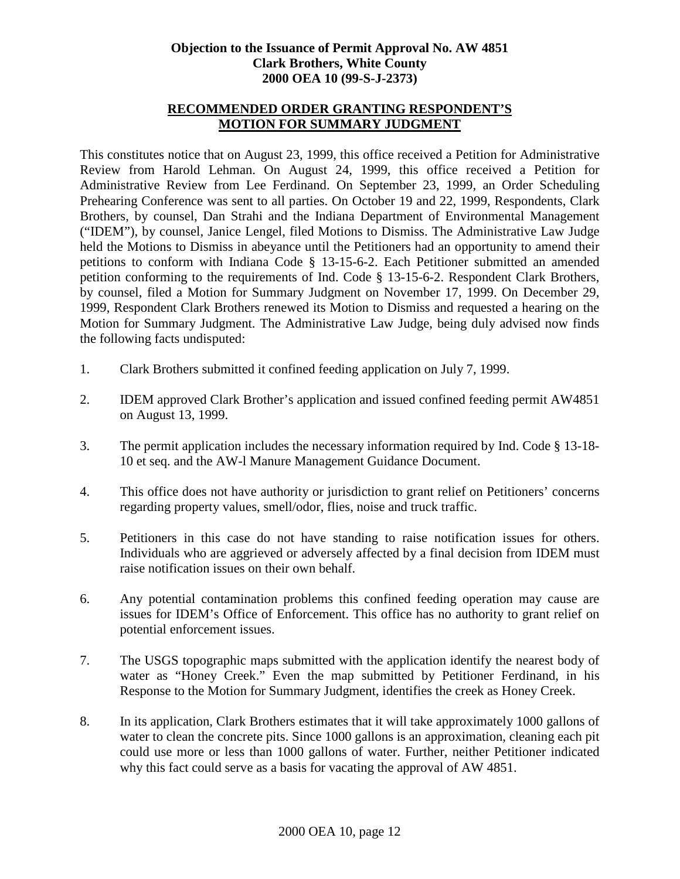**Objection to the Issuance of Permit Approval No. AW 4851**
**Clark Brothers, White County**
**2000 OEA 10 (99-S-J-2373)**

**RECOMMENDED ORDER GRANTING RESPONDENT'S MOTION FOR SUMMARY JUDGMENT**

This constitutes notice that on August 23, 1999, this office received a Petition for Administrative Review from Harold Lehman. On August 24, 1999, this office received a Petition for Administrative Review from Lee Ferdinand. On September 23, 1999, an Order Scheduling Prehearing Conference was sent to all parties. On October 19 and 22, 1999, Respondents, Clark Brothers, by counsel, Dan Strahi and the Indiana Department of Environmental Management ("IDEM"), by counsel, Janice Lengel, filed Motions to Dismiss. The Administrative Law Judge held the Motions to Dismiss in abeyance until the Petitioners had an opportunity to amend their petitions to conform with Indiana Code § 13-15-6-2. Each Petitioner submitted an amended petition conforming to the requirements of Ind. Code § 13-15-6-2. Respondent Clark Brothers, by counsel, filed a Motion for Summary Judgment on November 17, 1999. On December 29, 1999, Respondent Clark Brothers renewed its Motion to Dismiss and requested a hearing on the Motion for Summary Judgment. The Administrative Law Judge, being duly advised now finds the following facts undisputed:

1. Clark Brothers submitted it confined feeding application on July 7, 1999.

2. IDEM approved Clark Brother's application and issued confined feeding permit AW4851 on August 13, 1999.

3. The permit application includes the necessary information required by Ind. Code § 13-18-10 et seq. and the AW-l Manure Management Guidance Document.

4. This office does not have authority or jurisdiction to grant relief on Petitioners' concerns regarding property values, smell/odor, flies, noise and truck traffic.

5. Petitioners in this case do not have standing to raise notification issues for others. Individuals who are aggrieved or adversely affected by a final decision from IDEM must raise notification issues on their own behalf.

6. Any potential contamination problems this confined feeding operation may cause are issues for IDEM's Office of Enforcement. This office has no authority to grant relief on potential enforcement issues.

7. The USGS topographic maps submitted with the application identify the nearest body of water as "Honey Creek." Even the map submitted by Petitioner Ferdinand, in his Response to the Motion for Summary Judgment, identifies the creek as Honey Creek.

8. In its application, Clark Brothers estimates that it will take approximately 1000 gallons of water to clean the concrete pits. Since 1000 gallons is an approximation, cleaning each pit could use more or less than 1000 gallons of water. Further, neither Petitioner indicated why this fact could serve as a basis for vacating the approval of AW 4851.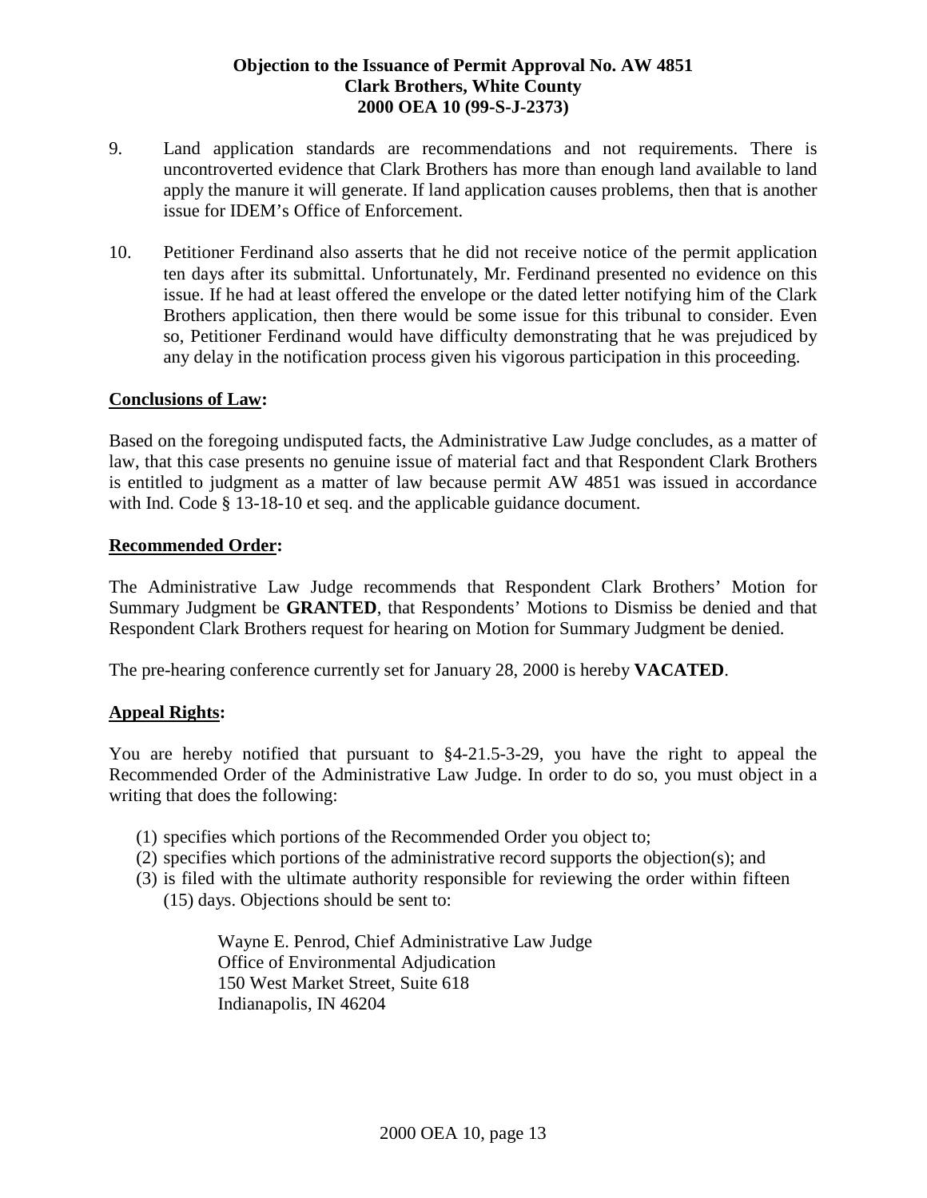9. Land application standards are recommendations and not requirements. There is uncontroverted evidence that Clark Brothers has more than enough land available to land apply the manure it will generate. If land application causes problems, then that is another issue for IDEM's Office of Enforcement.

10. Petitioner Ferdinand also asserts that he did not receive notice of the permit application ten days after its submittal. Unfortunately, Mr. Ferdinand presented no evidence on this issue. If he had at least offered the envelope or the dated letter notifying him of the Clark Brothers application, then there would be some issue for this tribunal to consider. Even so, Petitioner Ferdinand would have difficulty demonstrating that he was prejudiced by any delay in the notification process given his vigorous participation in this proceeding.

**Conclusions of Law:**

Based on the foregoing undisputed facts, the Administrative Law Judge concludes, as a matter of law, that this case presents no genuine issue of material fact and that Respondent Clark Brothers is entitled to judgment as a matter of law because permit AW 4851 was issued in accordance with Ind. Code § 13-18-10 et seq. and the applicable guidance document.

**Recommended Order:**

The Administrative Law Judge recommends that Respondent Clark Brothers' Motion for Summary Judgment be **GRANTED**, that Respondents' Motions to Dismiss be denied and that Respondent Clark Brothers request for hearing on Motion for Summary Judgment be denied.

The pre-hearing conference currently set for January 28, 2000 is hereby **VACATED**.

**Appeal Rights:**

You are hereby notified that pursuant to §4-21.5-3-29, you have the right to appeal the Recommended Order of the Administrative Law Judge. In order to do so, you must object in a writing that does the following:

(1) specifies which portions of the Recommended Order you object to;
(2) specifies which portions of the administrative record supports the objection(s); and
(3) is filed with the ultimate authority responsible for reviewing the order within fifteen (15) days. Objections should be sent to:

Wayne E. Penrod, Chief Administrative Law Judge
Office of Environmental Adjudication
150 West Market Street, Suite 618
Indianapolis, IN 46204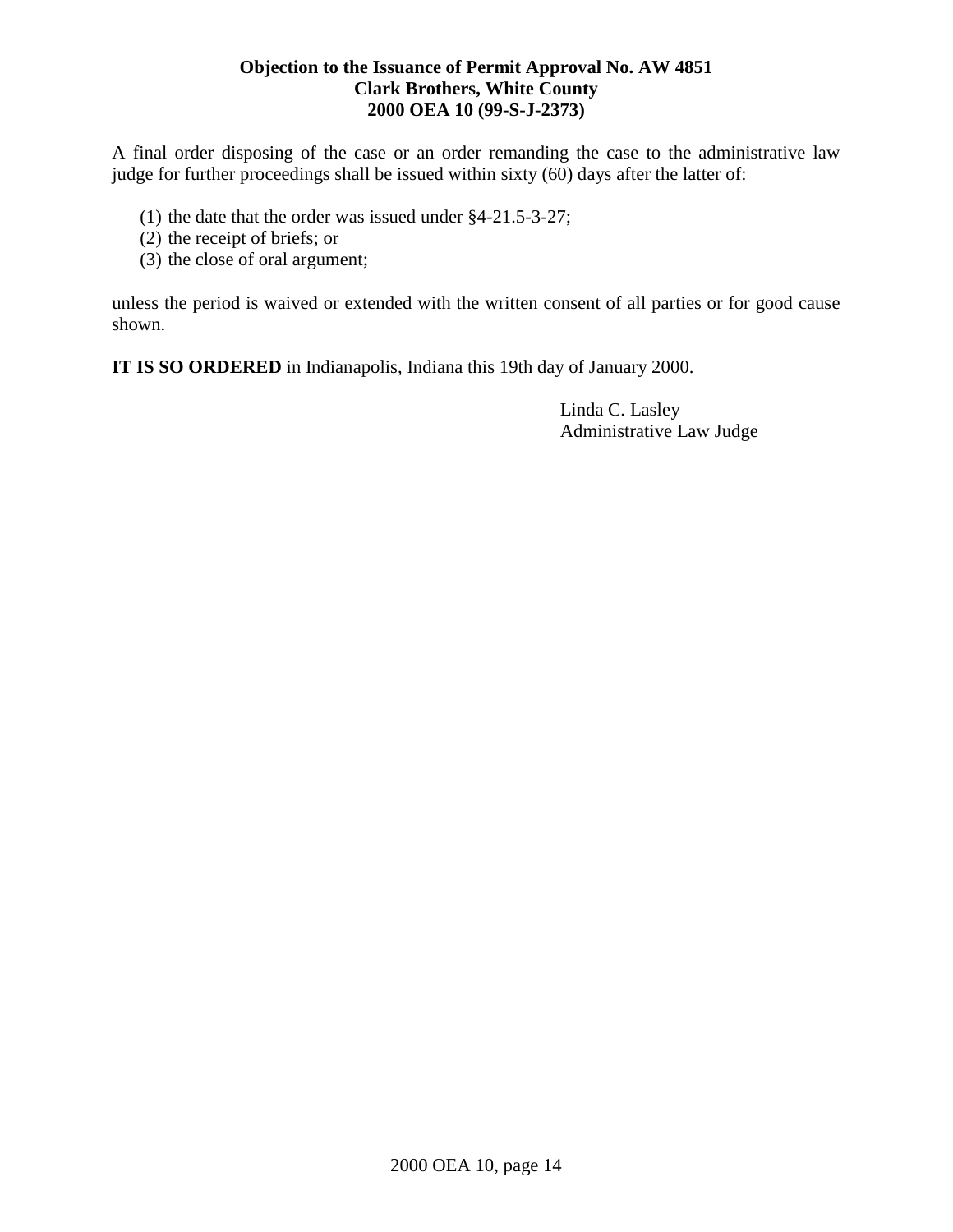A final order disposing of the case or an order remanding the case to the administrative law judge for further proceedings shall be issued within sixty (60) days after the latter of:

(1) the date that the order was issued under §4-21.5-3-27;
(2) the receipt of briefs; or
(3) the close of oral argument;

unless the period is waived or extended with the written consent of all parties or for good cause shown.

**IT IS SO ORDERED** in Indianapolis, Indiana this 19th day of January 2000.

Linda C. Lasley
Administrative Law Judge